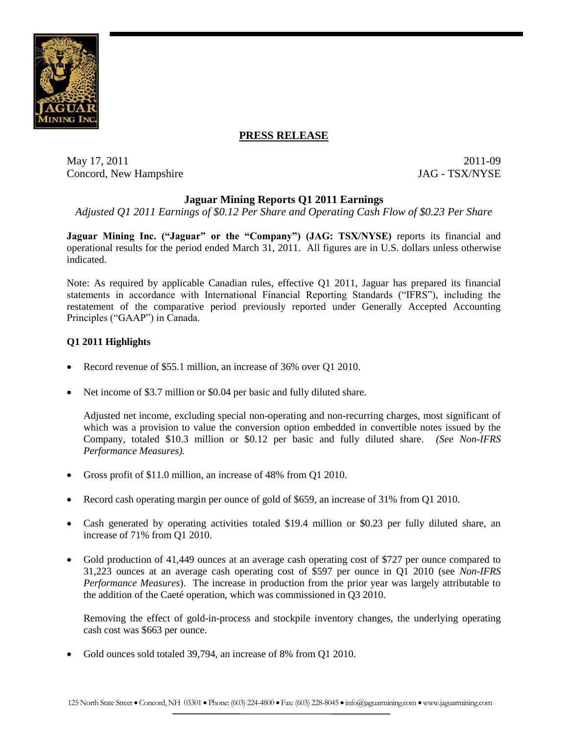# PRESS RELEASE

May 17, 2011
Concord, New Hampshire

2011-09
JAG - TSX/NYSE

## Jaguar Mining Reports Q1 2011 Earnings

*Adjusted Q1 2011 Earnings of $0.12 Per Share and Operating Cash Flow of $0.23 Per Share*

**Jaguar Mining Inc. ("Jaguar" or the "Company") (JAG: TSX/NYSE)** reports its financial and operational results for the period ended March 31, 2011. All figures are in U.S. dollars unless otherwise indicated.

Note: As required by applicable Canadian rules, effective Q1 2011, Jaguar has prepared its financial statements in accordance with International Financial Reporting Standards ("IFRS"), including the restatement of the comparative period previously reported under Generally Accepted Accounting Principles ("GAAP") in Canada.

### Q1 2011 Highlights

- Record revenue of $55.1 million, an increase of 36% over Q1 2010.
- Net income of $3.7 million or $0.04 per basic and fully diluted share.

  Adjusted net income, excluding special non-operating and non-recurring charges, most significant of which was a provision to value the conversion option embedded in convertible notes issued by the Company, totaled $10.3 million or $0.12 per basic and fully diluted share. *(See Non-IFRS Performance Measures).*
- Gross profit of $11.0 million, an increase of 48% from Q1 2010.
- Record cash operating margin per ounce of gold of $659, an increase of 31% from Q1 2010.
- Cash generated by operating activities totaled $19.4 million or $0.23 per fully diluted share, an increase of 71% from Q1 2010.
- Gold production of 41,449 ounces at an average cash operating cost of $727 per ounce compared to 31,223 ounces at an average cash operating cost of $597 per ounce in Q1 2010 (see *Non-IFRS Performance Measures*). The increase in production from the prior year was largely attributable to the addition of the Caeté operation, which was commissioned in Q3 2010.

  Removing the effect of gold-in-process and stockpile inventory changes, the underlying operating cash cost was $663 per ounce.
- Gold ounces sold totaled 39,794, an increase of 8% from Q1 2010.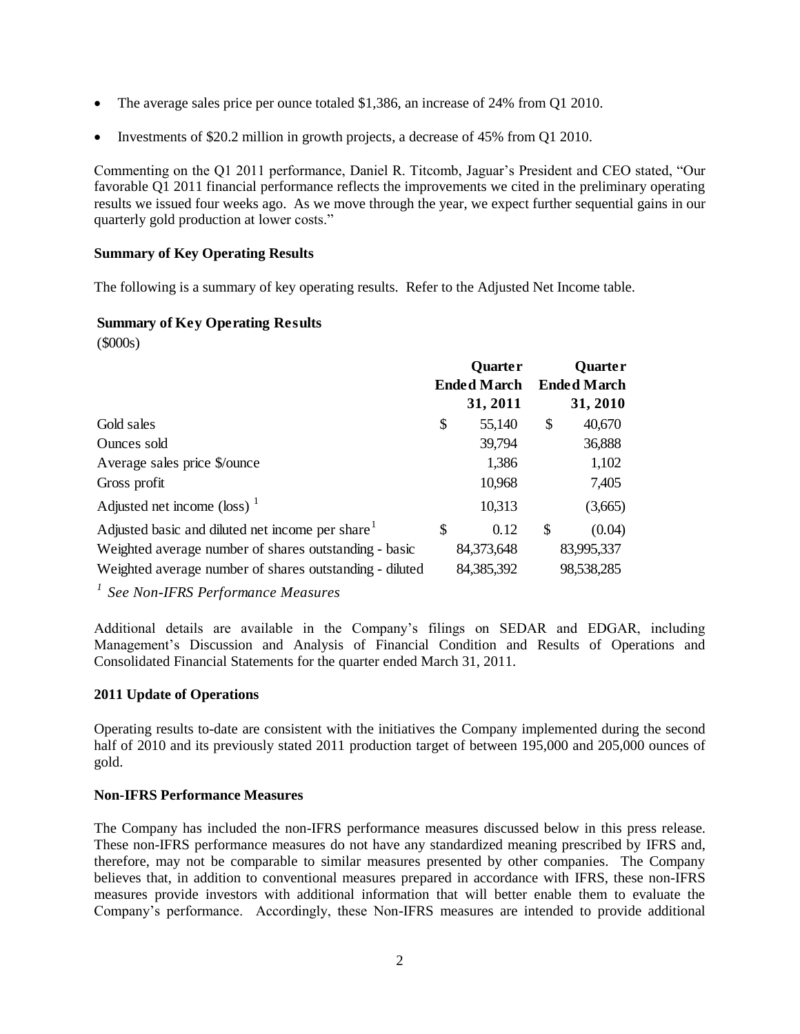- The average sales price per ounce totaled $1,386, an increase of 24% from Q1 2010.
- Investments of $20.2 million in growth projects, a decrease of 45% from Q1 2010.

Commenting on the Q1 2011 performance, Daniel R. Titcomb, Jaguar's President and CEO stated, "Our favorable Q1 2011 financial performance reflects the improvements we cited in the preliminary operating results we issued four weeks ago. As we move through the year, we expect further sequential gains in our quarterly gold production at lower costs."

**Summary of Key Operating Results**

The following is a summary of key operating results. Refer to the Adjusted Net Income table.

**Summary of Key Operating Results**

($000s)

| | Quarter Ended March 31, 2011 | Quarter Ended March 31, 2010 |
|---|---|---|
| Gold sales | $ 55,140 | $ 40,670 |
| Ounces sold | 39,794 | 36,888 |
| Average sales price $/ounce | 1,386 | 1,102 |
| Gross profit | 10,968 | 7,405 |
| Adjusted net income (loss) [1] | 10,313 | (3,665) |
| Adjusted basic and diluted net income per share[1] | $ 0.12 | $ (0.04) |
| Weighted average number of shares outstanding - basic | 84,373,648 | 83,995,337 |
| Weighted average number of shares outstanding - diluted | 84,385,392 | 98,538,285 |

*[1] See Non-IFRS Performance Measures*

Additional details are available in the Company's filings on SEDAR and EDGAR, including Management's Discussion and Analysis of Financial Condition and Results of Operations and Consolidated Financial Statements for the quarter ended March 31, 2011.

**2011 Update of Operations**

Operating results to-date are consistent with the initiatives the Company implemented during the second half of 2010 and its previously stated 2011 production target of between 195,000 and 205,000 ounces of gold.

**Non-IFRS Performance Measures**

The Company has included the non-IFRS performance measures discussed below in this press release. These non-IFRS performance measures do not have any standardized meaning prescribed by IFRS and, therefore, may not be comparable to similar measures presented by other companies. The Company believes that, in addition to conventional measures prepared in accordance with IFRS, these non-IFRS measures provide investors with additional information that will better enable them to evaluate the Company's performance. Accordingly, these Non-IFRS measures are intended to provide additional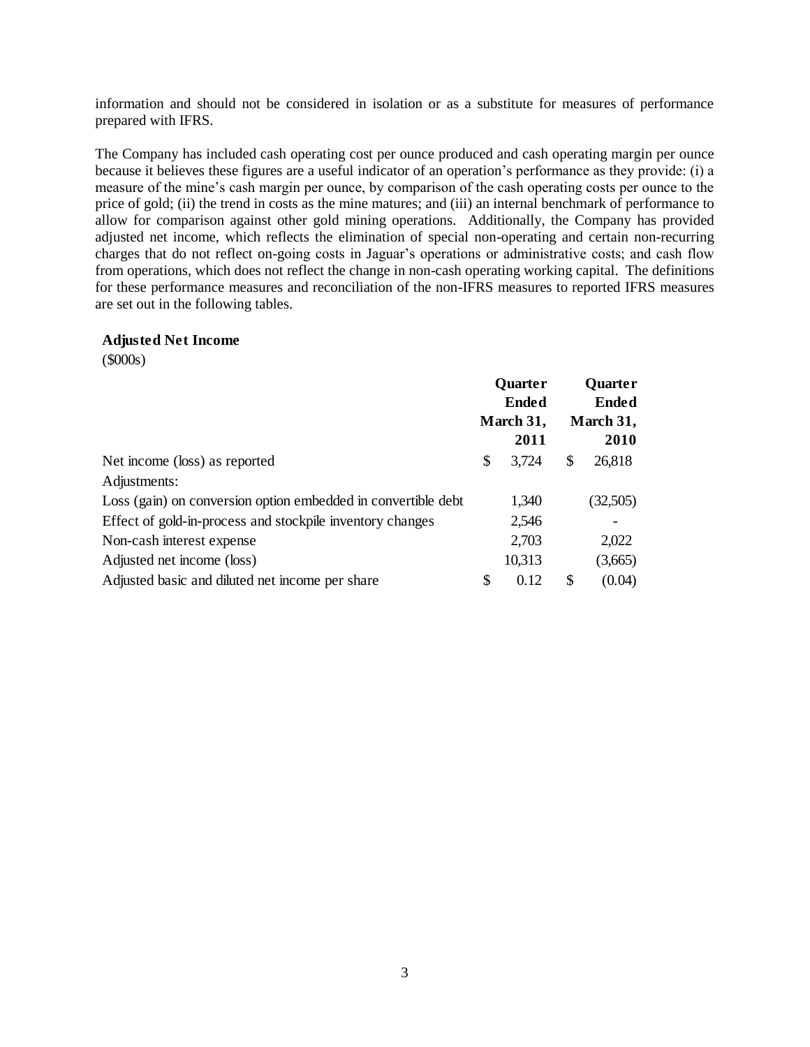information and should not be considered in isolation or as a substitute for measures of performance prepared with IFRS.

The Company has included cash operating cost per ounce produced and cash operating margin per ounce because it believes these figures are a useful indicator of an operation's performance as they provide: (i) a measure of the mine's cash margin per ounce, by comparison of the cash operating costs per ounce to the price of gold; (ii) the trend in costs as the mine matures; and (iii) an internal benchmark of performance to allow for comparison against other gold mining operations. Additionally, the Company has provided adjusted net income, which reflects the elimination of special non-operating and certain non-recurring charges that do not reflect on-going costs in Jaguar's operations or administrative costs; and cash flow from operations, which does not reflect the change in non-cash operating working capital. The definitions for these performance measures and reconciliation of the non-IFRS measures to reported IFRS measures are set out in the following tables.

**Adjusted Net Income**
($000s)

| | Quarter Ended March 31, 2011 | Quarter Ended March 31, 2010 |
|---|---|---|
| Net income (loss) as reported | $ 3,724 | $ 26,818 |
| Adjustments: | | |
| Loss (gain) on conversion option embedded in convertible debt | 1,340 | (32,505) |
| Effect of gold-in-process and stockpile inventory changes | 2,546 | - |
| Non-cash interest expense | 2,703 | 2,022 |
| Adjusted net income (loss) | 10,313 | (3,665) |
| Adjusted basic and diluted net income per share | $ 0.12 | $ (0.04) |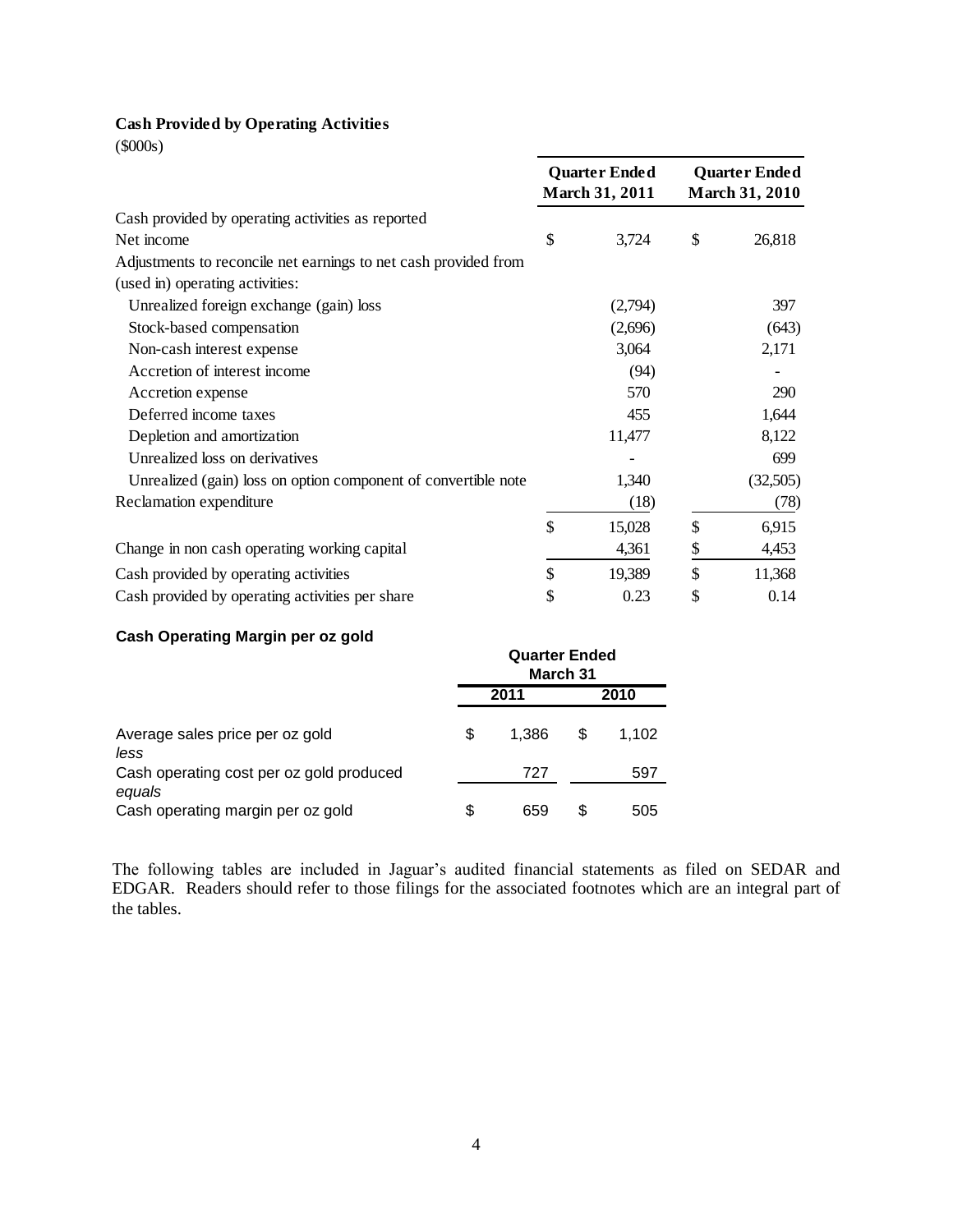**Cash Provided by Operating Activities**

($000s)

| | Quarter Ended March 31, 2011 | Quarter Ended March 31, 2010 |
|---|---|---|
| Cash provided by operating activities as reported | | |
| Net income | $ 3,724 | $ 26,818 |
| Adjustments to reconcile net earnings to net cash provided from (used in) operating activities: | | |
| Unrealized foreign exchange (gain) loss | (2,794) | 397 |
| Stock-based compensation | (2,696) | (643) |
| Non-cash interest expense | 3,064 | 2,171 |
| Accretion of interest income | (94) | - |
| Accretion expense | 570 | 290 |
| Deferred income taxes | 455 | 1,644 |
| Depletion and amortization | 11,477 | 8,122 |
| Unrealized loss on derivatives | - | 699 |
| Unrealized (gain) loss on option component of convertible note | 1,340 | (32,505) |
| Reclamation expenditure | (18) | (78) |
| | $ 15,028 | $ 6,915 |
| Change in non cash operating working capital | 4,361 | $ 4,453 |
| Cash provided by operating activities | $ 19,389 | $ 11,368 |
| Cash provided by operating activities per share | $ 0.23 | $ 0.14 |

**Cash Operating Margin per oz gold**

| | Quarter Ended March 31 | |
|---|---|---|
| | 2011 | 2010 |
| Average sales price per oz gold | $ 1,386 | $ 1,102 |
| *less* | | |
| Cash operating cost per oz gold produced | 727 | 597 |
| *equals* | | |
| Cash operating margin per oz gold | $ 659 | $ 505 |

The following tables are included in Jaguar's audited financial statements as filed on SEDAR and EDGAR. Readers should refer to those filings for the associated footnotes which are an integral part of the tables.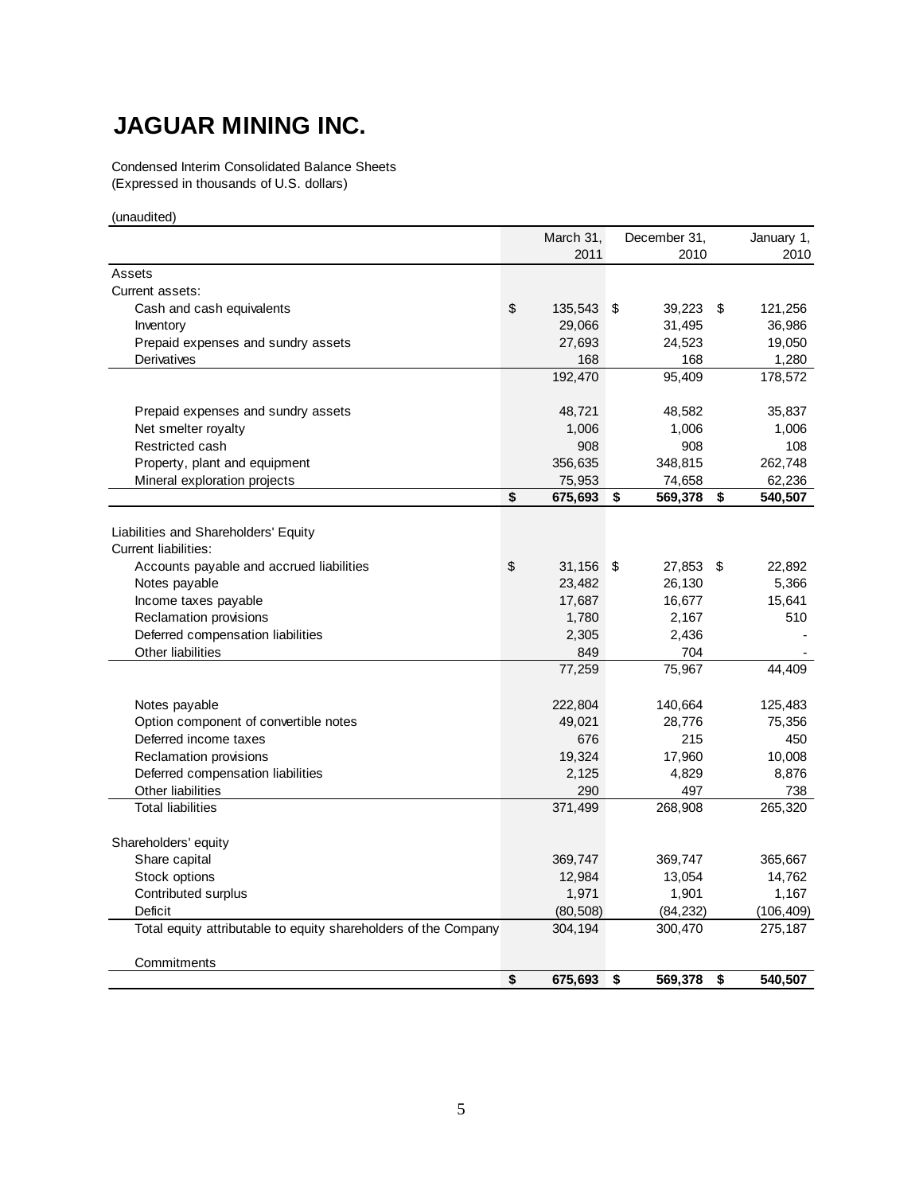# JAGUAR MINING INC.

Condensed Interim Consolidated Balance Sheets
(Expressed in thousands of U.S. dollars)

(unaudited)

| | March 31, 2011 | December 31, 2010 | January 1, 2010 |
|---|---|---|---|
| Assets | | | |
| Current assets: | | | |
| Cash and cash equivalents | $ 135,543 | $ 39,223 | $ 121,256 |
| Inventory | 29,066 | 31,495 | 36,986 |
| Prepaid expenses and sundry assets | 27,693 | 24,523 | 19,050 |
| Derivatives | 168 | 168 | 1,280 |
| | 192,470 | 95,409 | 178,572 |
| | | | |
| Prepaid expenses and sundry assets | 48,721 | 48,582 | 35,837 |
| Net smelter royalty | 1,006 | 1,006 | 1,006 |
| Restricted cash | 908 | 908 | 108 |
| Property, plant and equipment | 356,635 | 348,815 | 262,748 |
| Mineral exploration projects | 75,953 | 74,658 | 62,236 |
| | **$ 675,693** | **$ 569,378** | **$ 540,507** |
| | | | |
| Liabilities and Shareholders' Equity | | | |
| Current liabilities: | | | |
| Accounts payable and accrued liabilities | $ 31,156 | $ 27,853 | $ 22,892 |
| Notes payable | 23,482 | 26,130 | 5,366 |
| Income taxes payable | 17,687 | 16,677 | 15,641 |
| Reclamation provisions | 1,780 | 2,167 | 510 |
| Deferred compensation liabilities | 2,305 | 2,436 | - |
| Other liabilities | 849 | 704 | - |
| | 77,259 | 75,967 | 44,409 |
| | | | |
| Notes payable | 222,804 | 140,664 | 125,483 |
| Option component of convertible notes | 49,021 | 28,776 | 75,356 |
| Deferred income taxes | 676 | 215 | 450 |
| Reclamation provisions | 19,324 | 17,960 | 10,008 |
| Deferred compensation liabilities | 2,125 | 4,829 | 8,876 |
| Other liabilities | 290 | 497 | 738 |
| Total liabilities | 371,499 | 268,908 | 265,320 |
| | | | |
| Shareholders' equity | | | |
| Share capital | 369,747 | 369,747 | 365,667 |
| Stock options | 12,984 | 13,054 | 14,762 |
| Contributed surplus | 1,971 | 1,901 | 1,167 |
| Deficit | (80,508) | (84,232) | (106,409) |
| Total equity attributable to equity shareholders of the Company | 304,194 | 300,470 | 275,187 |
| | | | |
| Commitments | | | |
| | **$ 675,693** | **$ 569,378** | **$ 540,507** |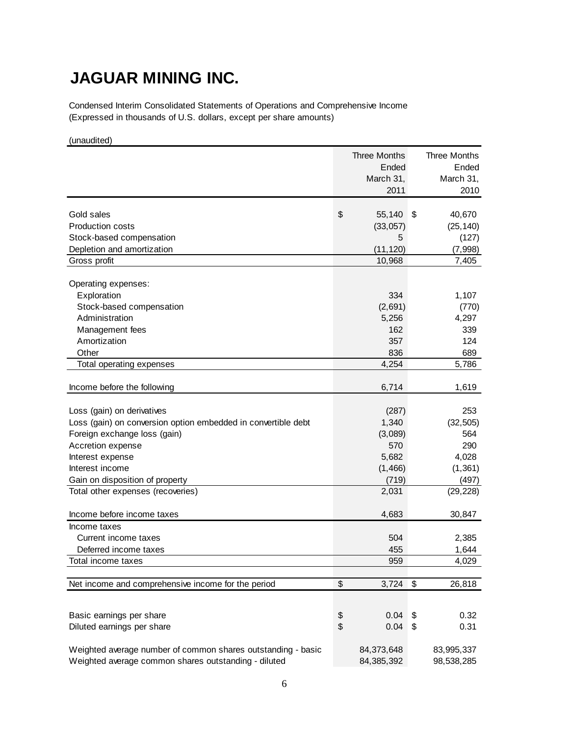# JAGUAR MINING INC.

Condensed Interim Consolidated Statements of Operations and Comprehensive Income
(Expressed in thousands of U.S. dollars, except per share amounts)

(unaudited)

| | Three Months Ended March 31, 2011 | Three Months Ended March 31, 2010 |
|---|---|---|
| Gold sales | $ 55,140 | $ 40,670 |
| Production costs | (33,057) | (25,140) |
| Stock-based compensation | 5 | (127) |
| Depletion and amortization | (11,120) | (7,998) |
| Gross profit | 10,968 | 7,405 |
| | | |
| Operating expenses: | | |
| Exploration | 334 | 1,107 |
| Stock-based compensation | (2,691) | (770) |
| Administration | 5,256 | 4,297 |
| Management fees | 162 | 339 |
| Amortization | 357 | 124 |
| Other | 836 | 689 |
| Total operating expenses | 4,254 | 5,786 |
| | | |
| Income before the following | 6,714 | 1,619 |
| | | |
| Loss (gain) on derivatives | (287) | 253 |
| Loss (gain) on conversion option embedded in convertible debt | 1,340 | (32,505) |
| Foreign exchange loss (gain) | (3,089) | 564 |
| Accretion expense | 570 | 290 |
| Interest expense | 5,682 | 4,028 |
| Interest income | (1,466) | (1,361) |
| Gain on disposition of property | (719) | (497) |
| Total other expenses (recoveries) | 2,031 | (29,228) |
| | | |
| Income before income taxes | 4,683 | 30,847 |
| Income taxes | | |
| Current income taxes | 504 | 2,385 |
| Deferred income taxes | 455 | 1,644 |
| Total income taxes | 959 | 4,029 |
| | | |
| Net income and comprehensive income for the period | $ 3,724 | $ 26,818 |
| | | |
| Basic earnings per share | $ 0.04 | $ 0.32 |
| Diluted earnings per share | $ 0.04 | $ 0.31 |
| | | |
| Weighted average number of common shares outstanding - basic | 84,373,648 | 83,995,337 |
| Weighted average common shares outstanding - diluted | 84,385,392 | 98,538,285 |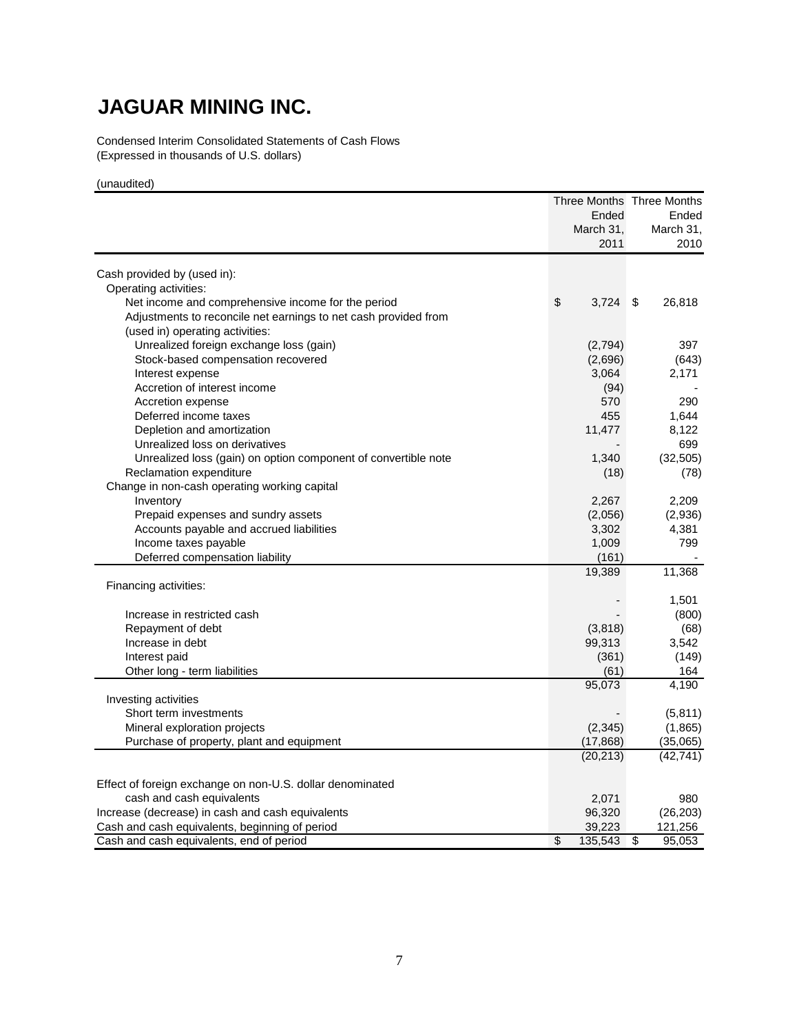# JAGUAR MINING INC.

Condensed Interim Consolidated Statements of Cash Flows
(Expressed in thousands of U.S. dollars)

(unaudited)

| | Three Months Ended March 31, 2011 | Three Months Ended March 31, 2010 |
|---|---|---|
| Cash provided by (used in): | | |
| Operating activities: | | |
| Net income and comprehensive income for the period | $ 3,724 | $ 26,818 |
| Adjustments to reconcile net earnings to net cash provided from (used in) operating activities: | | |
| Unrealized foreign exchange loss (gain) | (2,794) | 397 |
| Stock-based compensation recovered | (2,696) | (643) |
| Interest expense | 3,064 | 2,171 |
| Accretion of interest income | (94) | - |
| Accretion expense | 570 | 290 |
| Deferred income taxes | 455 | 1,644 |
| Depletion and amortization | 11,477 | 8,122 |
| Unrealized loss on derivatives | - | 699 |
| Unrealized loss (gain) on option component of convertible note | 1,340 | (32,505) |
| Reclamation expenditure | (18) | (78) |
| Change in non-cash operating working capital | | |
| Inventory | 2,267 | 2,209 |
| Prepaid expenses and sundry assets | (2,056) | (2,936) |
| Accounts payable and accrued liabilities | 3,302 | 4,381 |
| Income taxes payable | 1,009 | 799 |
| Deferred compensation liability | (161) | - |
| | 19,389 | 11,368 |
| Financing activities: | | |
| | - | 1,501 |
| Increase in restricted cash | - | (800) |
| Repayment of debt | (3,818) | (68) |
| Increase in debt | 99,313 | 3,542 |
| Interest paid | (361) | (149) |
| Other long - term liabilities | (61) | 164 |
| | 95,073 | 4,190 |
| Investing activities | | |
| Short term investments | - | (5,811) |
| Mineral exploration projects | (2,345) | (1,865) |
| Purchase of property, plant and equipment | (17,868) | (35,065) |
| | (20,213) | (42,741) |
| Effect of foreign exchange on non-U.S. dollar denominated cash and cash equivalents | 2,071 | 980 |
| Increase (decrease) in cash and cash equivalents | 96,320 | (26,203) |
| Cash and cash equivalents, beginning of period | 39,223 | 121,256 |
| Cash and cash equivalents, end of period | $ 135,543 | $ 95,053 |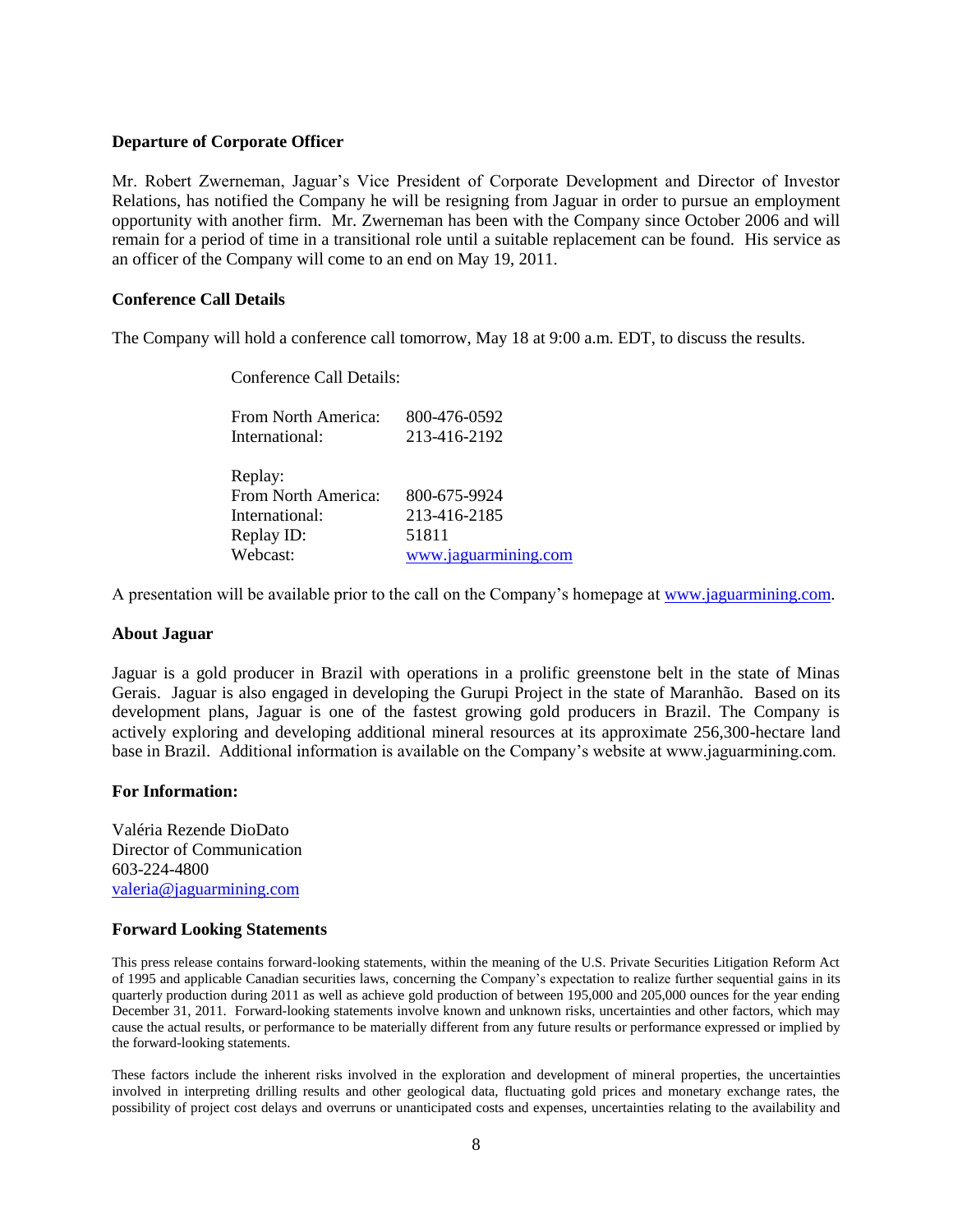**Departure of Corporate Officer**

Mr. Robert Zwerneman, Jaguar's Vice President of Corporate Development and Director of Investor Relations, has notified the Company he will be resigning from Jaguar in order to pursue an employment opportunity with another firm. Mr. Zwerneman has been with the Company since October 2006 and will remain for a period of time in a transitional role until a suitable replacement can be found. His service as an officer of the Company will come to an end on May 19, 2011.

**Conference Call Details**

The Company will hold a conference call tomorrow, May 18 at 9:00 a.m. EDT, to discuss the results.

Conference Call Details:

| | |
|---|---|
| From North America: | 800-476-0592 |
| International: | 213-416-2192 |
| | |
| Replay: | |
| From North America: | 800-675-9924 |
| International: | 213-416-2185 |
| Replay ID: | 51811 |
| Webcast: | www.jaguarmining.com |

A presentation will be available prior to the call on the Company's homepage at www.jaguarmining.com.

**About Jaguar**

Jaguar is a gold producer in Brazil with operations in a prolific greenstone belt in the state of Minas Gerais. Jaguar is also engaged in developing the Gurupi Project in the state of Maranhão. Based on its development plans, Jaguar is one of the fastest growing gold producers in Brazil. The Company is actively exploring and developing additional mineral resources at its approximate 256,300-hectare land base in Brazil. Additional information is available on the Company's website at www.jaguarmining.com.

**For Information:**

Valéria Rezende DioDato
Director of Communication
603-224-4800
valeria@jaguarmining.com

**Forward Looking Statements**

This press release contains forward-looking statements, within the meaning of the U.S. Private Securities Litigation Reform Act of 1995 and applicable Canadian securities laws, concerning the Company's expectation to realize further sequential gains in its quarterly production during 2011 as well as achieve gold production of between 195,000 and 205,000 ounces for the year ending December 31, 2011. Forward-looking statements involve known and unknown risks, uncertainties and other factors, which may cause the actual results, or performance to be materially different from any future results or performance expressed or implied by the forward-looking statements.

These factors include the inherent risks involved in the exploration and development of mineral properties, the uncertainties involved in interpreting drilling results and other geological data, fluctuating gold prices and monetary exchange rates, the possibility of project cost delays and overruns or unanticipated costs and expenses, uncertainties relating to the availability and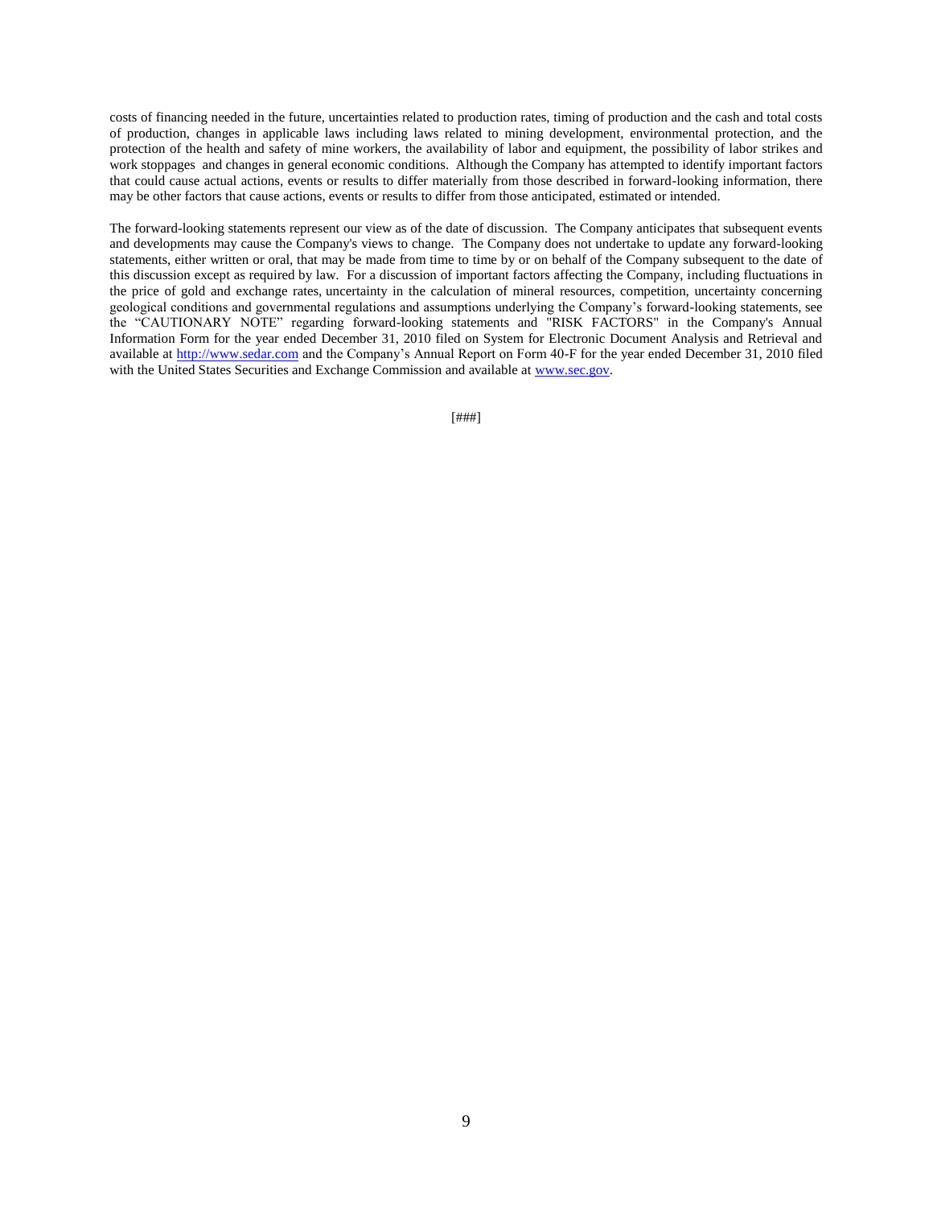costs of financing needed in the future, uncertainties related to production rates, timing of production and the cash and total costs of production, changes in applicable laws including laws related to mining development, environmental protection, and the protection of the health and safety of mine workers, the availability of labor and equipment, the possibility of labor strikes and work stoppages and changes in general economic conditions. Although the Company has attempted to identify important factors that could cause actual actions, events or results to differ materially from those described in forward-looking information, there may be other factors that cause actions, events or results to differ from those anticipated, estimated or intended.

The forward-looking statements represent our view as of the date of discussion. The Company anticipates that subsequent events and developments may cause the Company's views to change. The Company does not undertake to update any forward-looking statements, either written or oral, that may be made from time to time by or on behalf of the Company subsequent to the date of this discussion except as required by law. For a discussion of important factors affecting the Company, including fluctuations in the price of gold and exchange rates, uncertainty in the calculation of mineral resources, competition, uncertainty concerning geological conditions and governmental regulations and assumptions underlying the Company's forward-looking statements, see the "CAUTIONARY NOTE" regarding forward-looking statements and "RISK FACTORS" in the Company's Annual Information Form for the year ended December 31, 2010 filed on System for Electronic Document Analysis and Retrieval and available at http://www.sedar.com and the Company's Annual Report on Form 40-F for the year ended December 31, 2010 filed with the United States Securities and Exchange Commission and available at www.sec.gov.

[###]